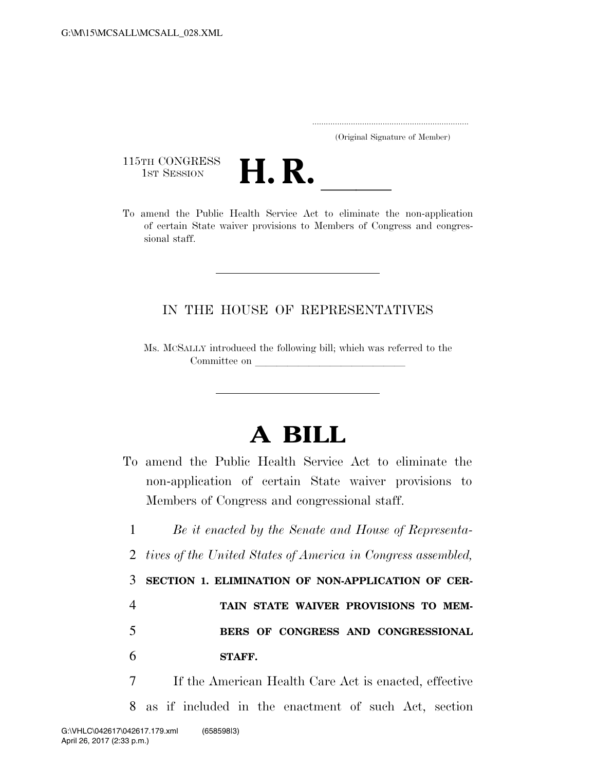.....................................................................
(Original Signature of Member)

115TH CONGRESS
1ST SESSION

# H. R. \_\_\_\_\_\_

To amend the Public Health Service Act to eliminate the non-application of certain State waiver provisions to Members of Congress and congressional staff.

---

IN THE HOUSE OF REPRESENTATIVES

Ms. MCSALLY introduced the following bill; which was referred to the Committee on \_\_\_\_\_\_\_\_\_\_\_\_\_\_\_\_\_\_\_\_\_\_\_\_\_\_\_\_\_\_

---

# A BILL

To amend the Public Health Service Act to eliminate the non-application of certain State waiver provisions to Members of Congress and congressional staff.

1 *Be it enacted by the Senate and House of Representa-*
2 *tives of the United States of America in Congress assembled,*

3 **SECTION 1. ELIMINATION OF NON-APPLICATION OF CER-**
4 **TAIN STATE WAIVER PROVISIONS TO MEM-**
5 **BERS OF CONGRESS AND CONGRESSIONAL**
6 **STAFF.**

7 If the American Health Care Act is enacted, effective
8 as if included in the enactment of such Act, section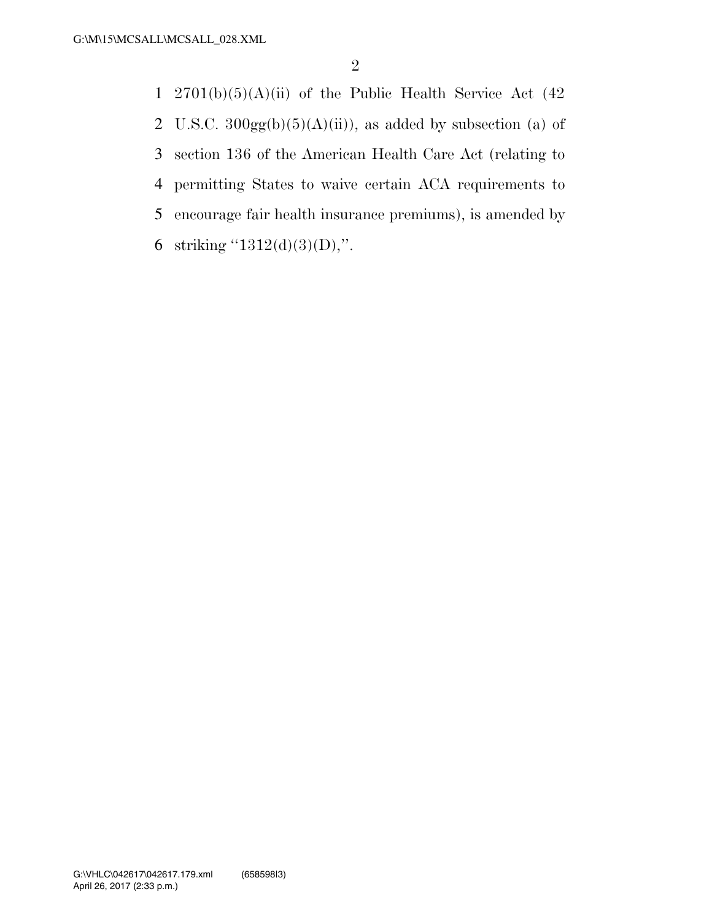2701(b)(5)(A)(ii) of the Public Health Service Act (42 U.S.C. 300gg(b)(5)(A)(ii)), as added by subsection (a) of section 136 of the American Health Care Act (relating to permitting States to waive certain ACA requirements to encourage fair health insurance premiums), is amended by striking "1312(d)(3)(D),".